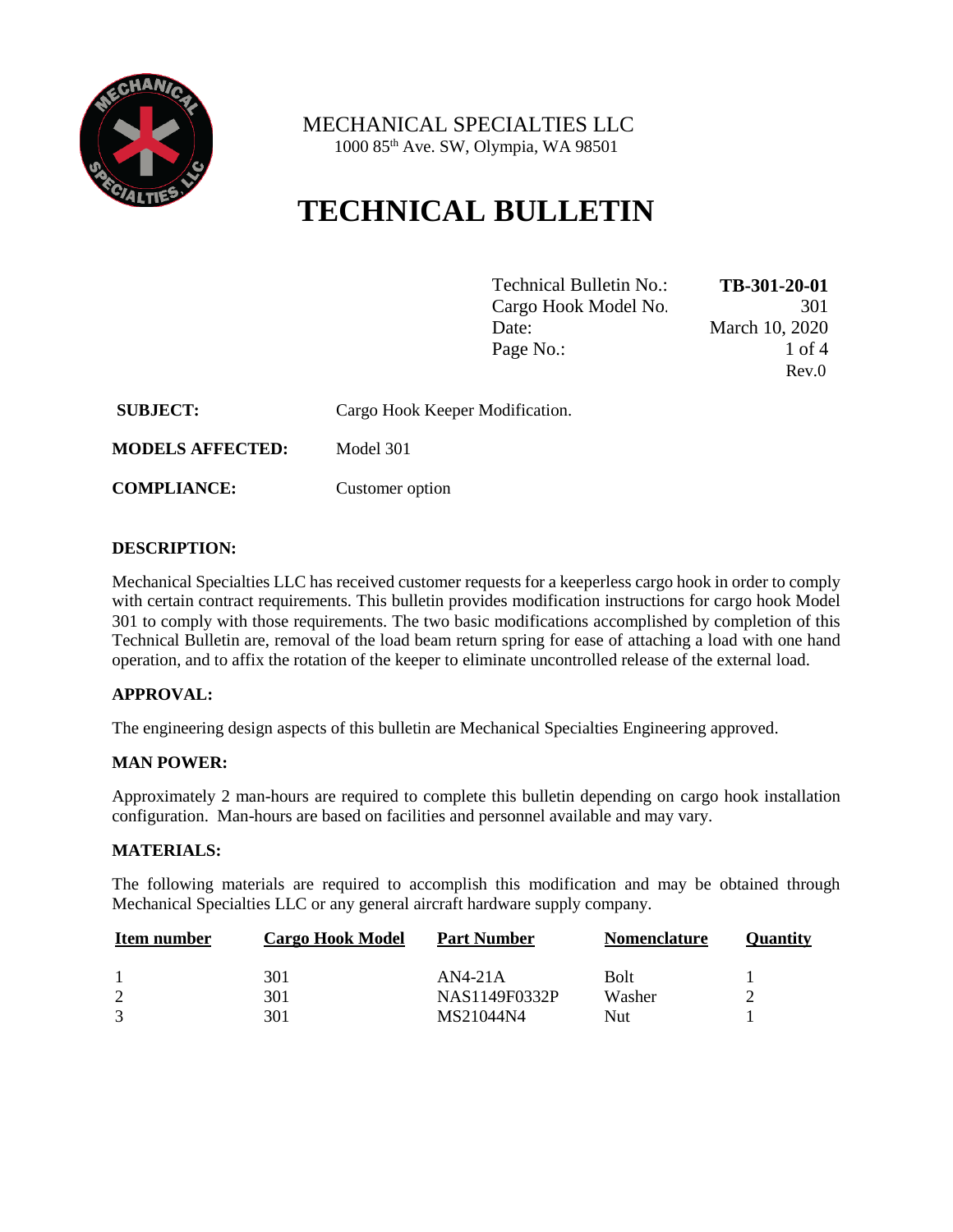MECHANICAL SPECIALTIES LLC
1000 85th Ave. SW, Olympia, WA 98501

# TECHNICAL BULLETIN

| | |
|---|---|
| Technical Bulletin No.: | **TB-301-20-01** |
| Cargo Hook Model No. | 301 |
| Date: | March 10, 2020 |
| Page No.: | 1 of 4 |
| | Rev.0 |

**SUBJECT:** Cargo Hook Keeper Modification.

**MODELS AFFECTED:** Model 301

**COMPLIANCE:** Customer option

**DESCRIPTION:**

Mechanical Specialties LLC has received customer requests for a keeperless cargo hook in order to comply with certain contract requirements. This bulletin provides modification instructions for cargo hook Model 301 to comply with those requirements. The two basic modifications accomplished by completion of this Technical Bulletin are, removal of the load beam return spring for ease of attaching a load with one hand operation, and to affix the rotation of the keeper to eliminate uncontrolled release of the external load.

**APPROVAL:**

The engineering design aspects of this bulletin are Mechanical Specialties Engineering approved.

**MAN POWER:**

Approximately 2 man-hours are required to complete this bulletin depending on cargo hook installation configuration. Man-hours are based on facilities and personnel available and may vary.

**MATERIALS:**

The following materials are required to accomplish this modification and may be obtained through Mechanical Specialties LLC or any general aircraft hardware supply company.

| Item number | Cargo Hook Model | Part Number | Nomenclature | Quantity |
|---|---|---|---|---|
| 1 | 301 | AN4-21A | Bolt | 1 |
| 2 | 301 | NAS1149F0332P | Washer | 2 |
| 3 | 301 | MS21044N4 | Nut | 1 |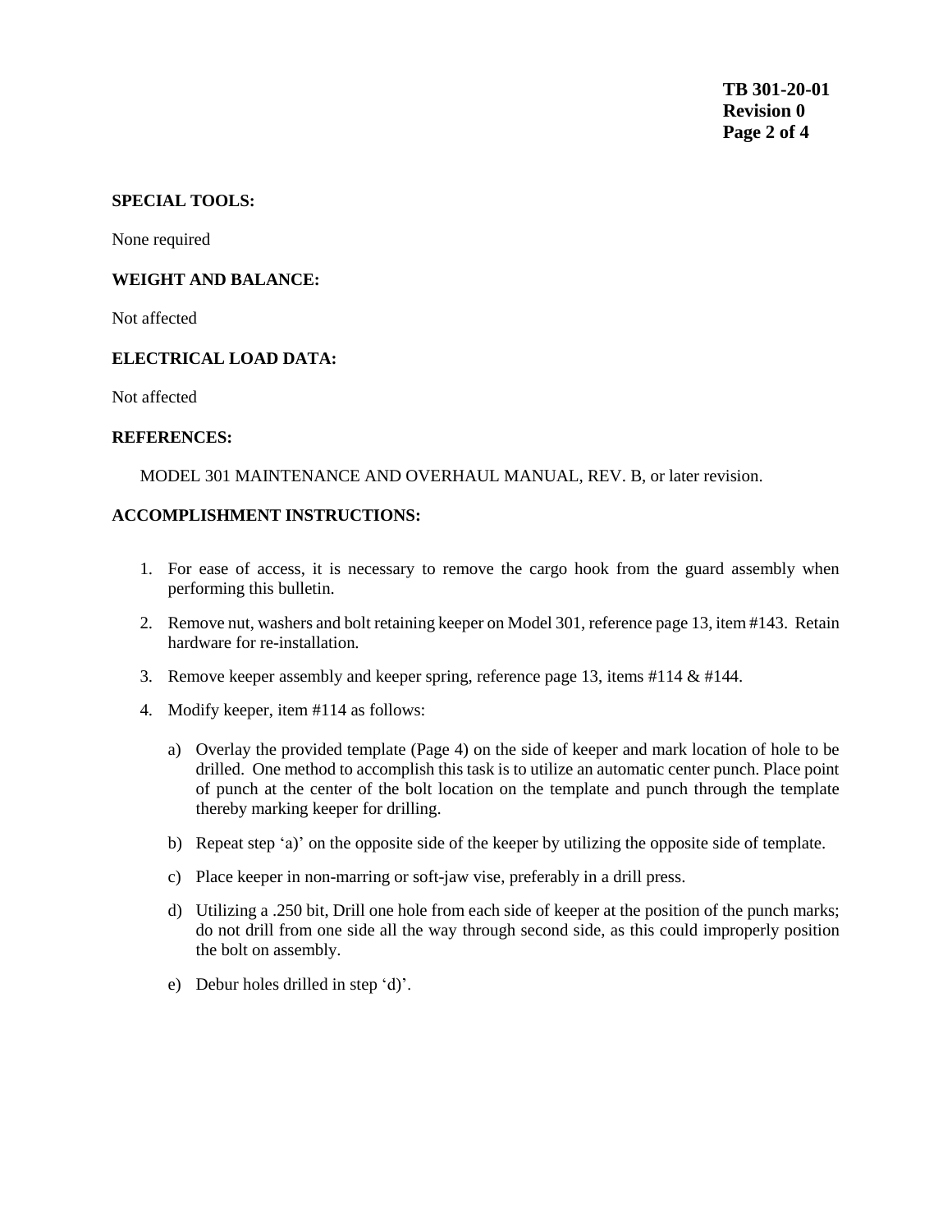**SPECIAL TOOLS:**

None required

**WEIGHT AND BALANCE:**

Not affected

**ELECTRICAL LOAD DATA:**

Not affected

**REFERENCES:**

MODEL 301 MAINTENANCE AND OVERHAUL MANUAL, REV. B, or later revision.

**ACCOMPLISHMENT INSTRUCTIONS:**

1. For ease of access, it is necessary to remove the cargo hook from the guard assembly when performing this bulletin.
2. Remove nut, washers and bolt retaining keeper on Model 301, reference page 13, item #143. Retain hardware for re-installation.
3. Remove keeper assembly and keeper spring, reference page 13, items #114 & #144.
4. Modify keeper, item #114 as follows:
   a) Overlay the provided template (Page 4) on the side of keeper and mark location of hole to be drilled. One method to accomplish this task is to utilize an automatic center punch. Place point of punch at the center of the bolt location on the template and punch through the template thereby marking keeper for drilling.
   b) Repeat step 'a)' on the opposite side of the keeper by utilizing the opposite side of template.
   c) Place keeper in non-marring or soft-jaw vise, preferably in a drill press.
   d) Utilizing a .250 bit, Drill one hole from each side of keeper at the position of the punch marks; do not drill from one side all the way through second side, as this could improperly position the bolt on assembly.
   e) Debur holes drilled in step 'd)'.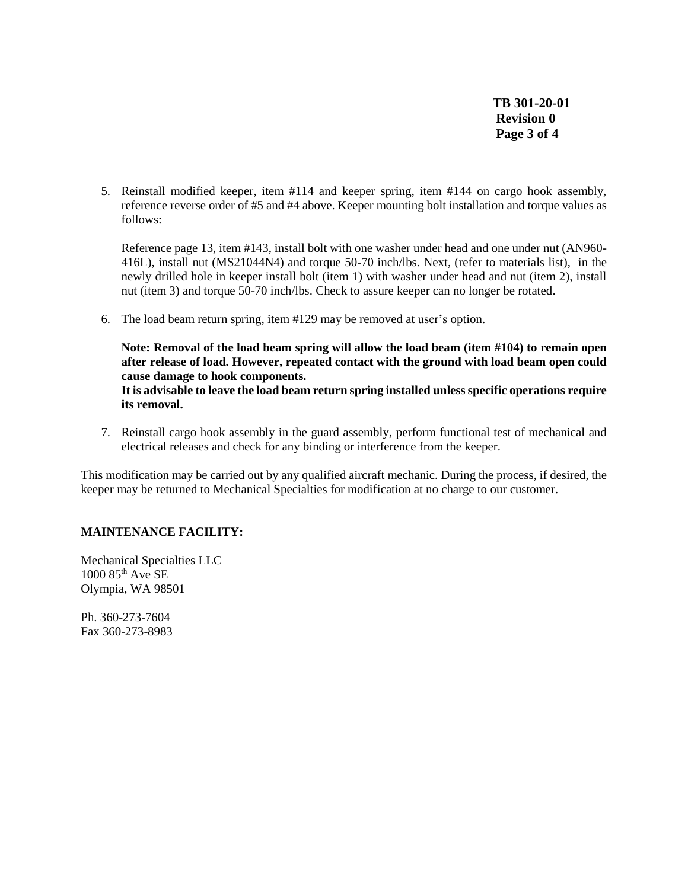5. Reinstall modified keeper, item #114 and keeper spring, item #144 on cargo hook assembly, reference reverse order of #5 and #4 above. Keeper mounting bolt installation and torque values as follows:

   Reference page 13, item #143, install bolt with one washer under head and one under nut (AN960-416L), install nut (MS21044N4) and torque 50-70 inch/lbs. Next, (refer to materials list), in the newly drilled hole in keeper install bolt (item 1) with washer under head and nut (item 2), install nut (item 3) and torque 50-70 inch/lbs. Check to assure keeper can no longer be rotated.

6. The load beam return spring, item #129 may be removed at user's option.

   **Note: Removal of the load beam spring will allow the load beam (item #104) to remain open after release of load. However, repeated contact with the ground with load beam open could cause damage to hook components.**
   **It is advisable to leave the load beam return spring installed unless specific operations require its removal.**

7. Reinstall cargo hook assembly in the guard assembly, perform functional test of mechanical and electrical releases and check for any binding or interference from the keeper.

This modification may be carried out by any qualified aircraft mechanic. During the process, if desired, the keeper may be returned to Mechanical Specialties for modification at no charge to our customer.

**MAINTENANCE FACILITY:**

Mechanical Specialties LLC
1000 85th Ave SE
Olympia, WA 98501

Ph. 360-273-7604
Fax 360-273-8983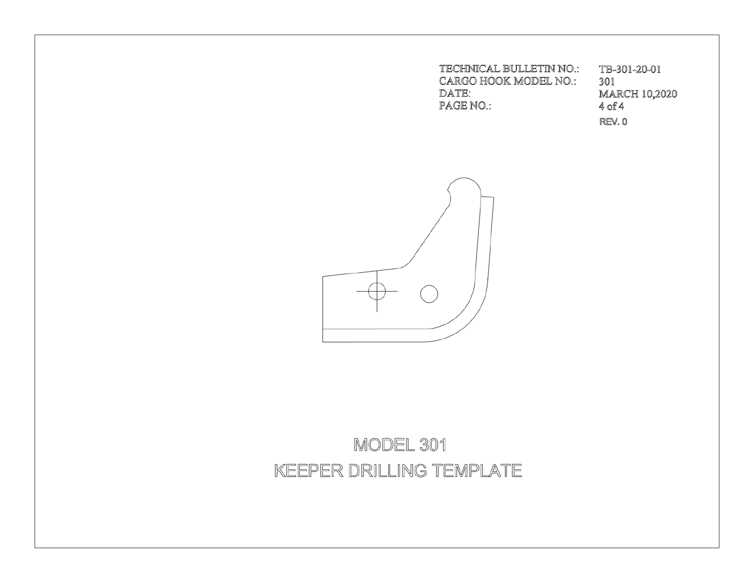| | |
|---|---|
| TECHNICAL BULLETIN NO.: | TB-301-20-01 |
| CARGO HOOK MODEL NO.: | 301 |
| DATE: | MARCH 10,2020 |
| PAGE NO.: | 4 of 4 |
| | REV. 0 |

# MODEL 301

# KEEPER DRILLING TEMPLATE